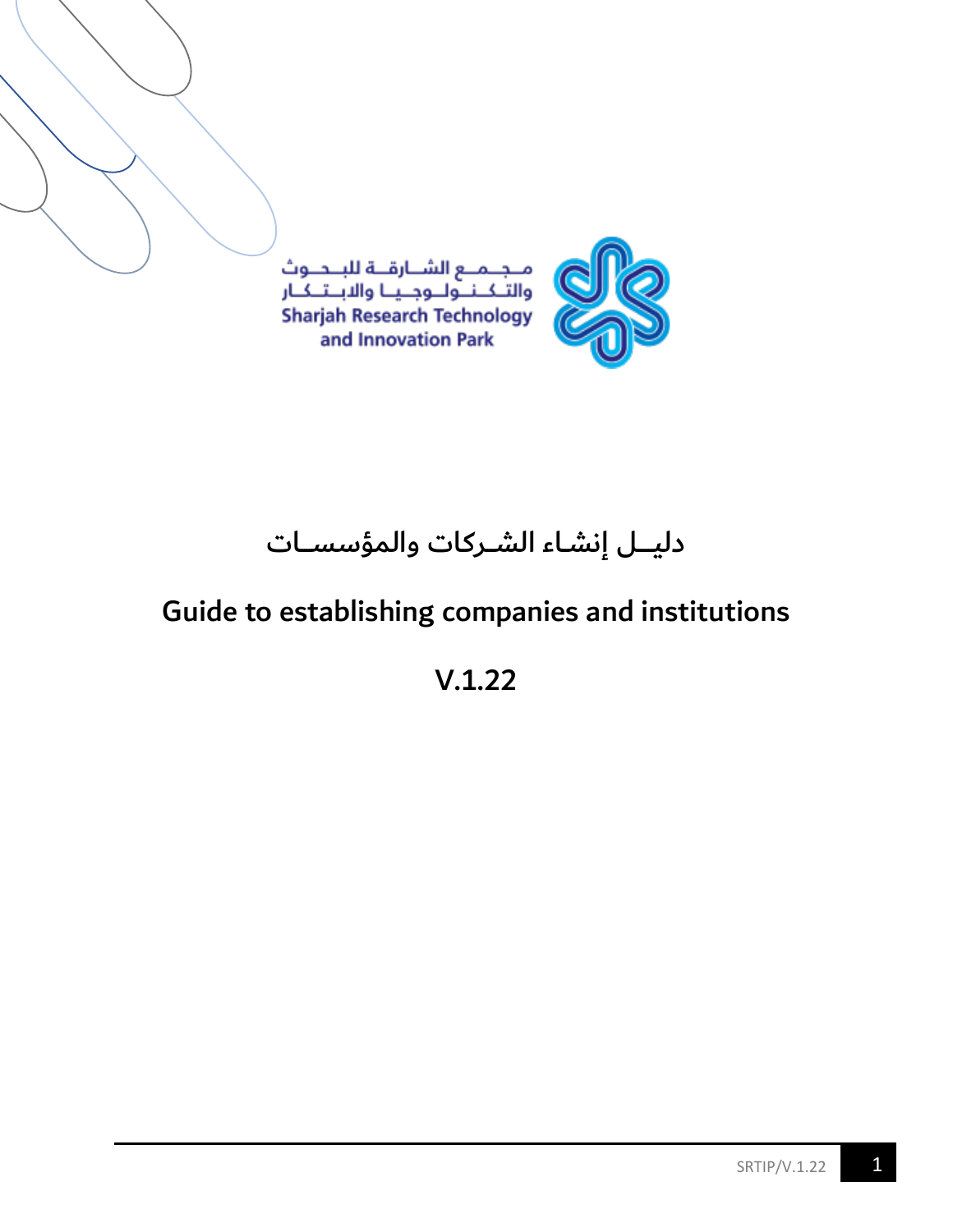مـجـمـع الشـارقـة للبـحـوث والتـكـنـولـوجـيـا والابـتـكـار
Sharjah Research Technology and Innovation Park

# دليـل إنشـاء الشـركات والمؤسسـات

# Guide to establishing companies and institutions

# V.1.22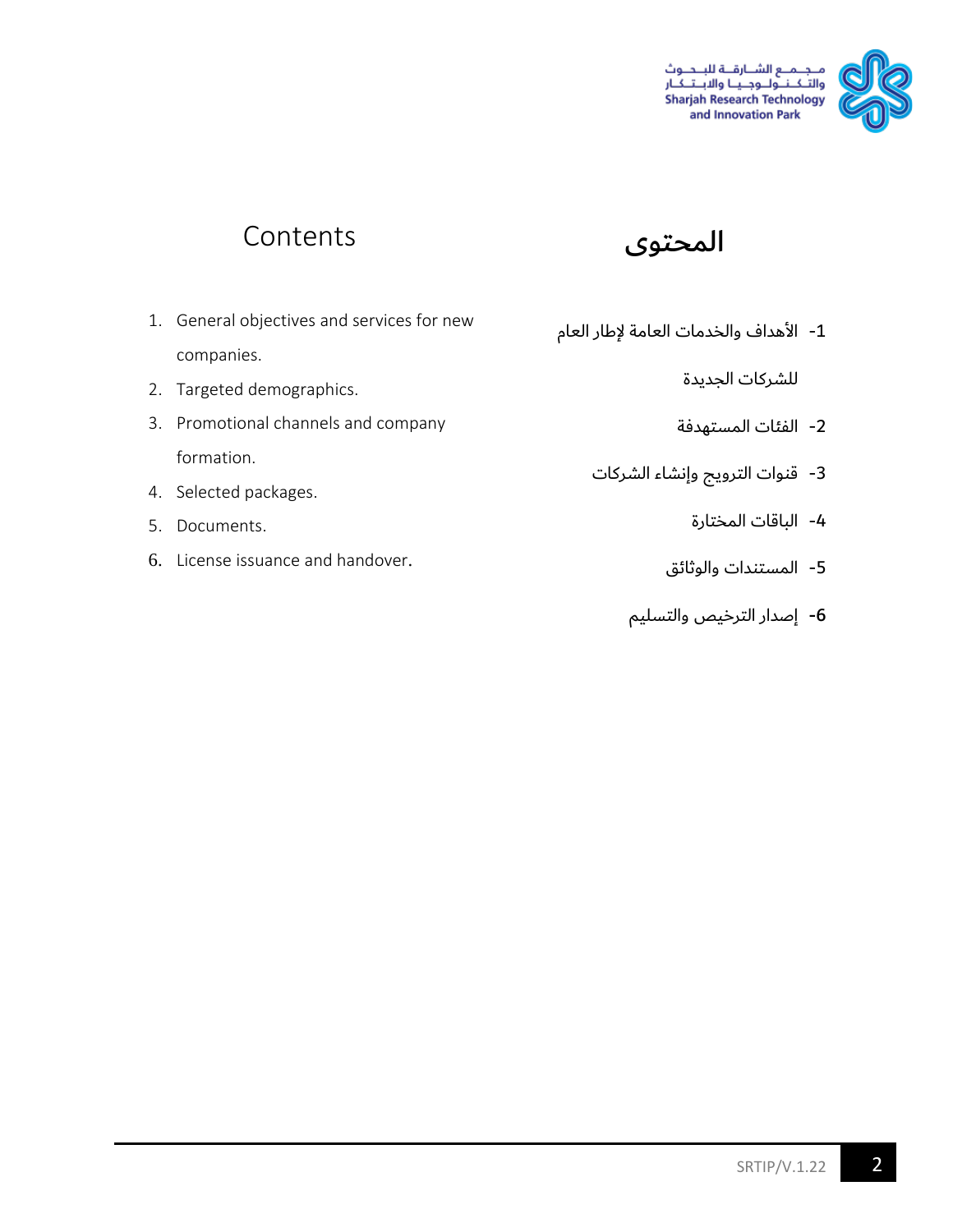# Contents

1. General objectives and services for new companies.
2. Targeted demographics.
3. Promotional channels and company formation.
4. Selected packages.
5. Documents.
6. License issuance and handover.

# المحتوى

1- الأهداف والخدمات العامة لإطار العام للشركات الجديدة
2- الفئات المستهدفة
3- قنوات الترويج وإنشاء الشركات
4- الباقات المختارة
5- المستندات والوثائق
6- إصدار الترخيص والتسليم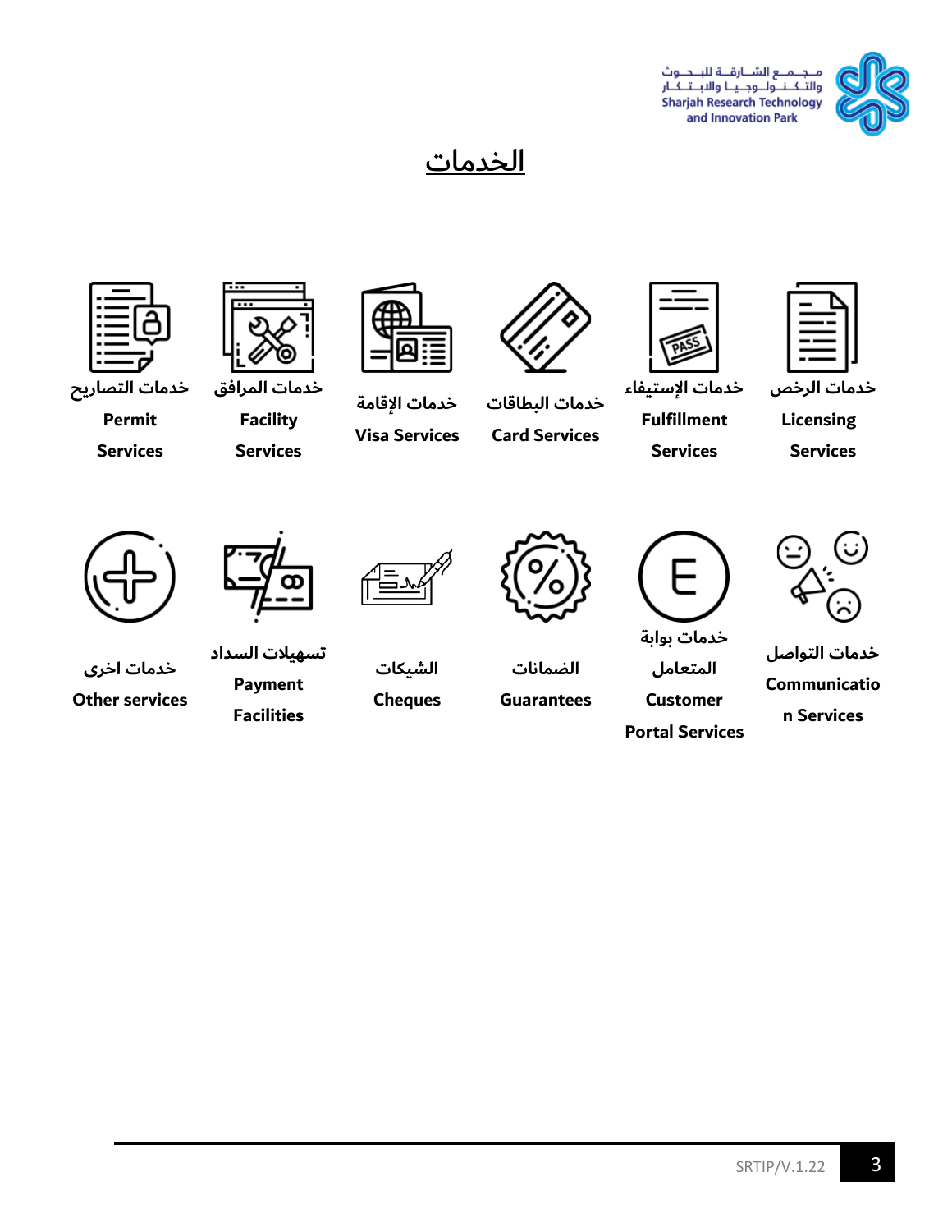# الخدمات

خدمات الرخص
Licensing Services

خدمات الإستيفاء
Fulfillment Services

خدمات البطاقات
Card Services

خدمات الإقامة
Visa Services

خدمات المرافق
Facility Services

خدمات التصاريح
Permit Services

خدمات التواصل
Communication Services

خدمات بوابة المتعامل
Customer Portal Services

الضمانات
Guarantees

الشيكات
Cheques

تسهيلات السداد
Payment Facilities

خدمات اخرى
Other services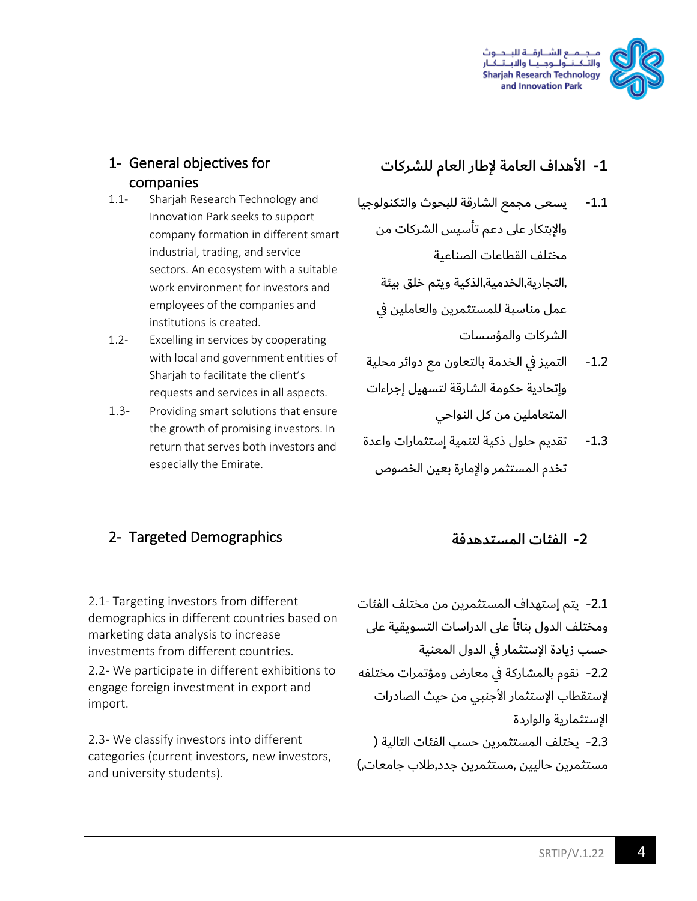## 1- General objectives for companies

1.1- Sharjah Research Technology and Innovation Park seeks to support company formation in different smart industrial, trading, and service sectors. An ecosystem with a suitable work environment for investors and employees of the companies and institutions is created.

1.2- Excelling in services by cooperating with local and government entities of Sharjah to facilitate the client's requests and services in all aspects.

1.3- Providing smart solutions that ensure the growth of promising investors. In return that serves both investors and especially the Emirate.

## 1- الأهداف العامة لإطار العام للشركات

1.1- يسعى مجمع الشارقة للبحوث والتكنولوجيا والإبتكار على دعم تأسيس الشركات من مختلف القطاعات الصناعية ,التجارية,الخدمية,الذكية ويتم خلق بيئة عمل مناسبة للمستثمرين والعاملين في الشركات والمؤسسات

1.2- التميز في الخدمة بالتعاون مع دوائر محلية وإتحادية حكومة الشارقة لتسهيل إجراءات المتعاملين من كل النواحي

1.3- تقديم حلول ذكية لتنمية إستثمارات واعدة تخدم المستثمر والإمارة بعين الخصوص

## 2- Targeted Demographics

2.1- Targeting investors from different demographics in different countries based on marketing data analysis to increase investments from different countries.

2.2- We participate in different exhibitions to engage foreign investment in export and import.

2.3- We classify investors into different categories (current investors, new investors, and university students).

## 2- الفئات المستدهدفة

2.1- يتم إستهداف المستثمرين من مختلف الفئات ومختلف الدول بنائاً على الدراسات التسويقية على حسب زيادة الإستثمار في الدول المعنية

2.2- نقوم بالمشاركة في معارض ومؤتمرات مختلفه لإستقطاب الإستثمار الأجنبي من حيث الصادرات الإستثمارية والواردة

2.3- يختلف المستثمرين حسب الفئات التالية ( مستثمرين حاليين ,مستثمرين جدد,طلاب جامعات,)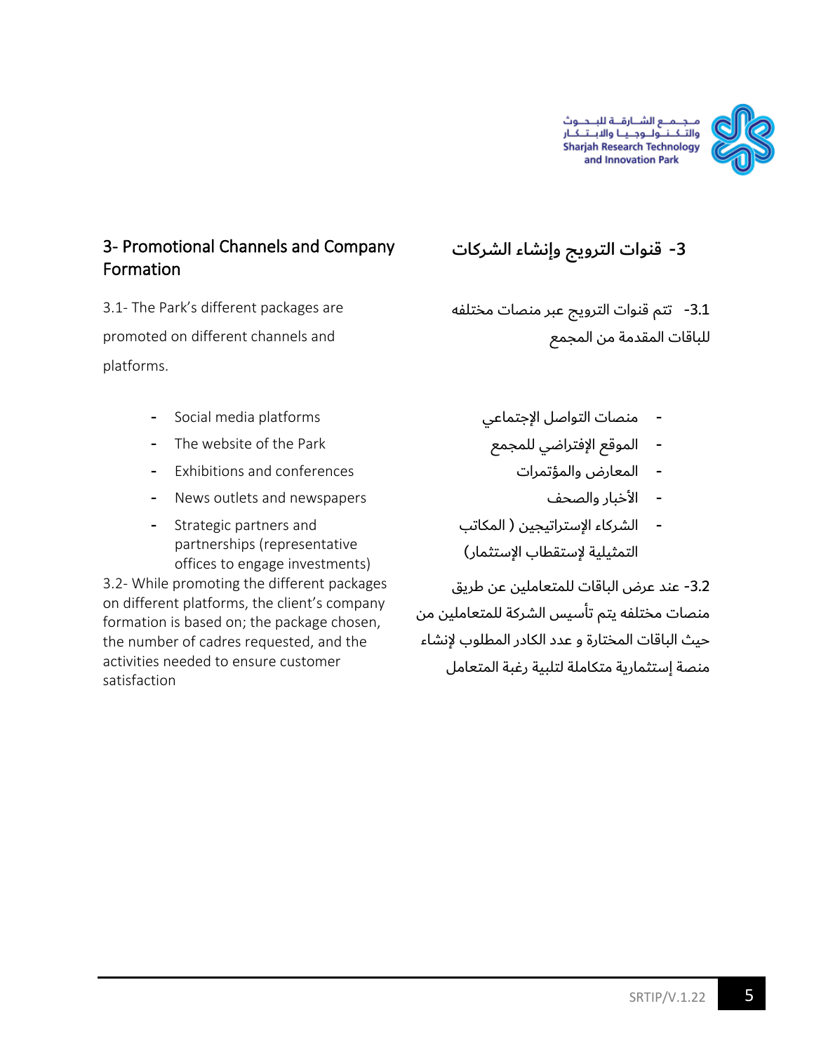## 3- Promotional Channels and Company Formation

3.1- The Park's different packages are promoted on different channels and platforms.

- Social media platforms
- The website of the Park
- Exhibitions and conferences
- News outlets and newspapers
- Strategic partners and partnerships (representative offices to engage investments)

3.2- While promoting the different packages on different platforms, the client's company formation is based on; the package chosen, the number of cadres requested, and the activities needed to ensure customer satisfaction

## 3- قنوات الترويج وإنشاء الشركات

3.1- تتم قنوات الترويج عبر منصات مختلفه للباقات المقدمة من المجمع

- منصات التواصل الإجتماعي
- الموقع الإفتراضي للمجمع
- المعارض والمؤتمرات
- الأخبار والصحف
- الشركاء الإستراتيجين ( المكاتب التمثيلية لإستقطاب الإستثمار)

3.2- عند عرض الباقات للمتعاملين عن طريق منصات مختلفه يتم تأسيس الشركة للمتعاملين من حيث الباقات المختارة و عدد الكادر المطلوب لإنشاء منصة إستثمارية متكاملة لتلبية رغبة المتعامل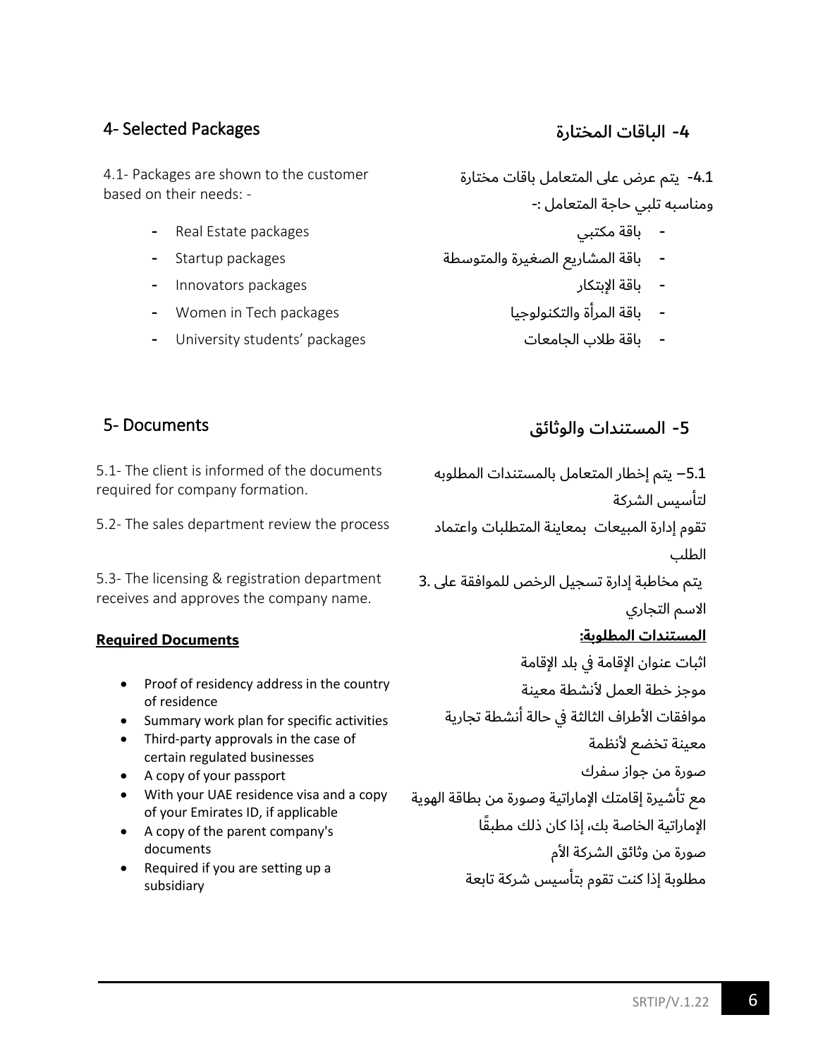## 4- Selected Packages

4.1- Packages are shown to the customer based on their needs: -

- Real Estate packages
- Startup packages
- Innovators packages
- Women in Tech packages
- University students' packages

## 4- الباقات المختارة

4.1- يتم عرض على المتعامل باقات مختارة ومناسبه تلبي حاجة المتعامل :-

- باقة مكتبي
- باقة المشاريع الصغيرة والمتوسطة
- باقة الإبتكار
- باقة المرأة والتكنولوجيا
- باقة طلاب الجامعات

## 5- Documents

5.1- The client is informed of the documents required for company formation.

5.2- The sales department review the process

5.3- The licensing & registration department receives and approves the company name.

**Required Documents**

- Proof of residency address in the country of residence
- Summary work plan for specific activities
- Third-party approvals in the case of certain regulated businesses
- A copy of your passport
- With your UAE residence visa and a copy of your Emirates ID, if applicable
- A copy of the parent company's documents
- Required if you are setting up a subsidiary

## 5- المستندات والوثائق

5.1– يتم إخطار المتعامل بالمستندات المطلوبه لتأسيس الشركة

تقوم إدارة المبيعات بمعاينة المتطلبات واعتماد الطلب

3. يتم مخاطبة إدارة تسجيل الرخص للموافقة على الاسم التجاري

**المستندات المطلوبة:**

اثبات عنوان الإقامة في بلد الإقامة

موجز خطة العمل لأنشطة معينة

موافقات الأطراف الثالثة في حالة أنشطة تجارية معينة تخضع لأنظمة

صورة من جواز سفرك

مع تأشيرة إقامتك الإماراتية وصورة من بطاقة الهوية الإماراتية الخاصة بك، إذا كان ذلك مطبقًا

صورة من وثائق الشركة الأم

مطلوبة إذا كنت تقوم بتأسيس شركة تابعة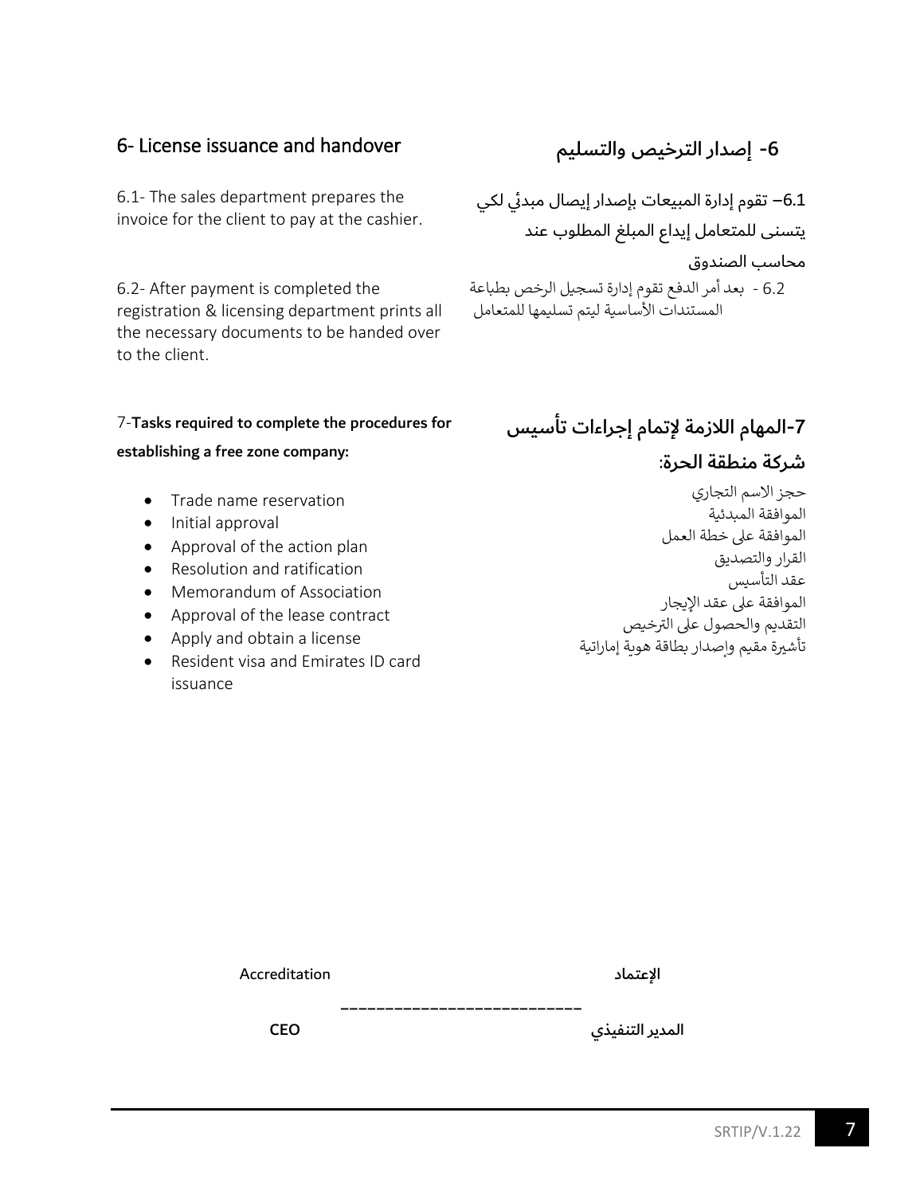## 6- License issuance and handover

## 6- إصدار الترخيص والتسليم

6.1- The sales department prepares the invoice for the client to pay at the cashier.

6.1– تقوم إدارة المبيعات بإصدار إيصال مبدئي لكي يتسنى للمتعامل إيداع المبلغ المطلوب عند محاسب الصندوق

6.2- After payment is completed the registration & licensing department prints all the necessary documents to be handed over to the client.

6.2 - بعد أمر الدفع تقوم إدارة تسجيل الرخص بطباعة المستندات الأساسية ليتم تسليمها للمتعامل

### 7-**Tasks required to complete the procedures for establishing a free zone company:**

- Trade name reservation
- Initial approval
- Approval of the action plan
- Resolution and ratification
- Memorandum of Association
- Approval of the lease contract
- Apply and obtain a license
- Resident visa and Emirates ID card issuance

### 7-المهام اللازمة لإتمام إجراءات تأسيس شركة منطقة الحرة:

حجز الاسم التجاري
الموافقة المبدئية
الموافقة على خطة العمل
القرار والتصديق
عقد التأسيس
الموافقة على عقد الإيجار
التقديم والحصول على الترخيص
تأشيرة مقيم وإصدار بطاقة هوية إماراتية

Accreditation **الإعتماد**

___________________________

**CEO** **المدير التنفيذي**